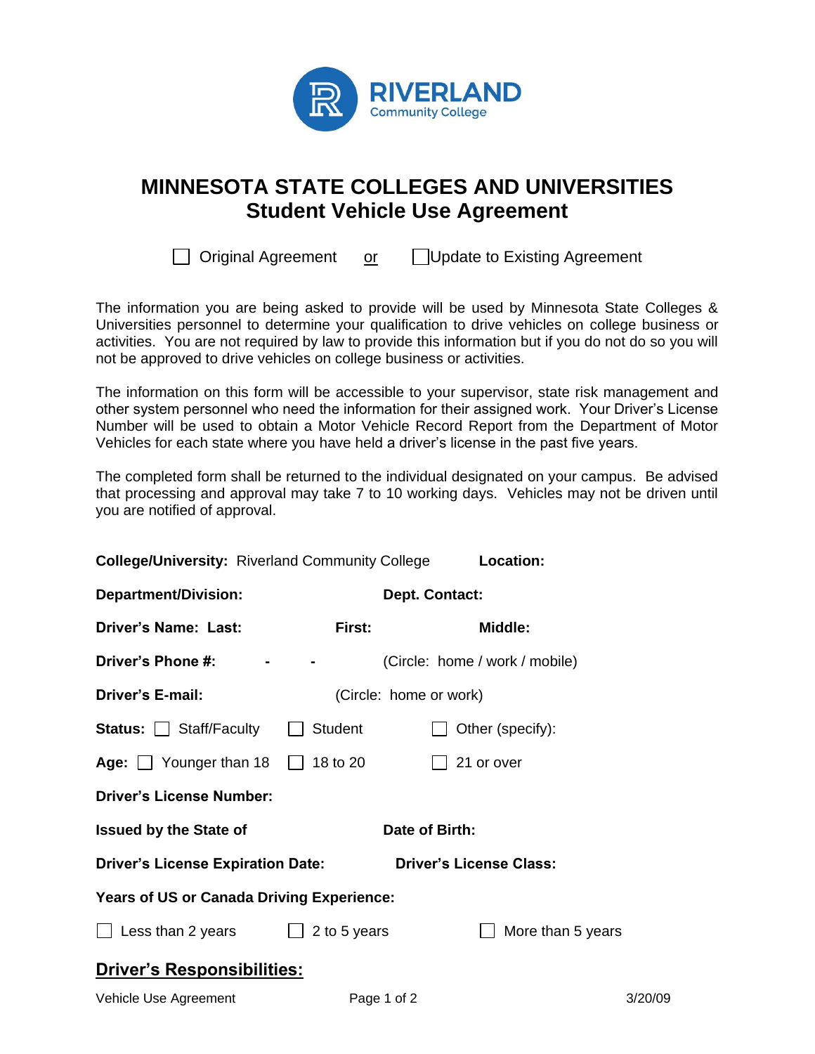# MINNESOTA STATE COLLEGES AND UNIVERSITIES
## Student Vehicle Use Agreement

☐ Original Agreement or ☐ Update to Existing Agreement

The information you are being asked to provide will be used by Minnesota State Colleges & Universities personnel to determine your qualification to drive vehicles on college business or activities. You are not required by law to provide this information but if you do not do so you will not be approved to drive vehicles on college business or activities.

The information on this form will be accessible to your supervisor, state risk management and other system personnel who need the information for their assigned work. Your Driver's License Number will be used to obtain a Motor Vehicle Record Report from the Department of Motor Vehicles for each state where you have held a driver's license in the past five years.

The completed form shall be returned to the individual designated on your campus. Be advised that processing and approval may take 7 to 10 working days. Vehicles may not be driven until you are notified of approval.

**College/University:** Riverland Community College **Location:**

**Department/Division:** **Dept. Contact:**

**Driver's Name: Last:** **First:** **Middle:**

**Driver's Phone #:** - - (Circle: home / work / mobile)

**Driver's E-mail:** (Circle: home or work)

**Status:** ☐ Staff/Faculty ☐ Student ☐ Other (specify):

**Age:** ☐ Younger than 18 ☐ 18 to 20 ☐ 21 or over

**Driver's License Number:**

**Issued by the State of** **Date of Birth:**

**Driver's License Expiration Date:** **Driver's License Class:**

**Years of US or Canada Driving Experience:**

☐ Less than 2 years ☐ 2 to 5 years ☐ More than 5 years

## Driver's Responsibilities: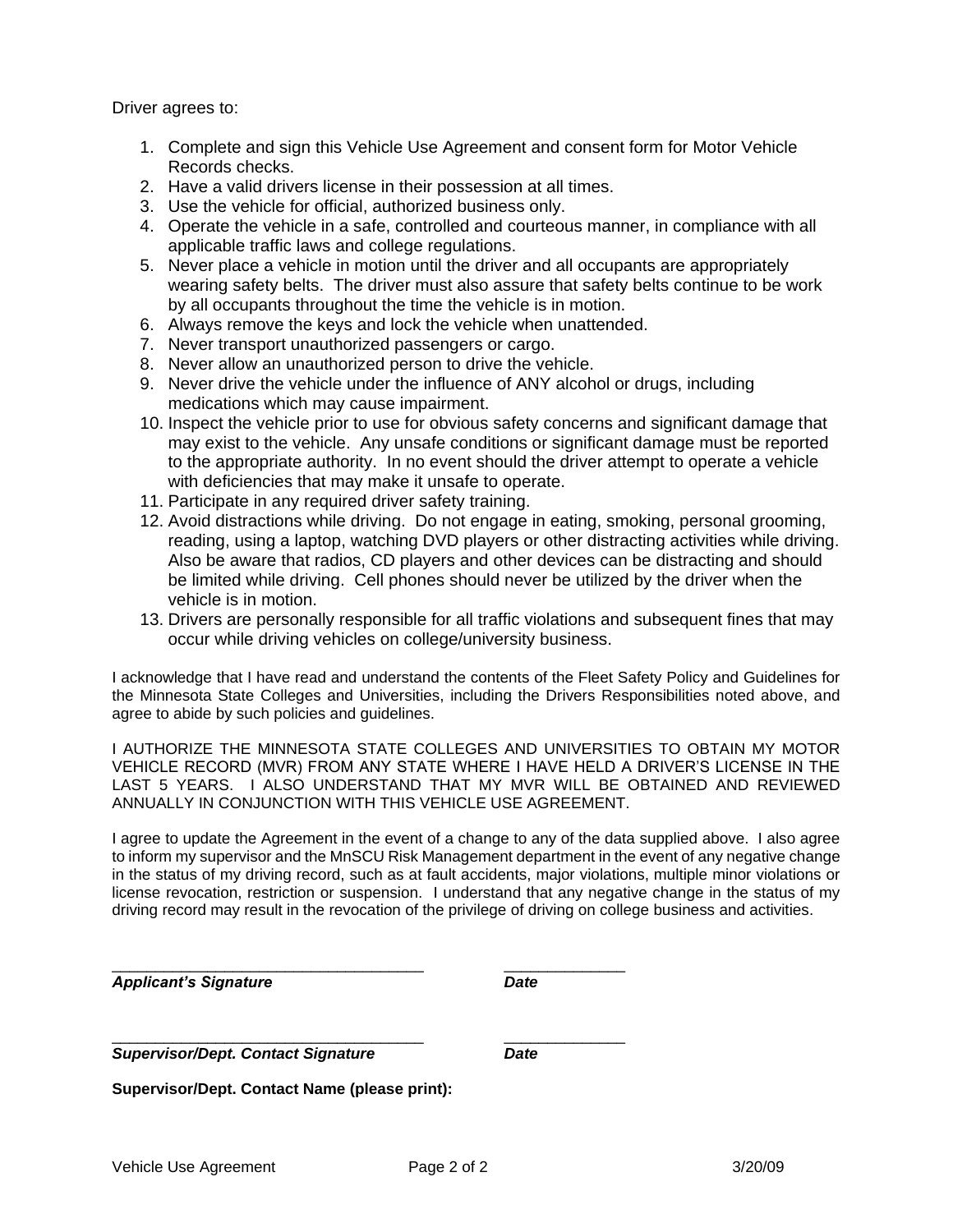Driver agrees to:

1. Complete and sign this Vehicle Use Agreement and consent form for Motor Vehicle Records checks.
2. Have a valid drivers license in their possession at all times.
3. Use the vehicle for official, authorized business only.
4. Operate the vehicle in a safe, controlled and courteous manner, in compliance with all applicable traffic laws and college regulations.
5. Never place a vehicle in motion until the driver and all occupants are appropriately wearing safety belts. The driver must also assure that safety belts continue to be work by all occupants throughout the time the vehicle is in motion.
6. Always remove the keys and lock the vehicle when unattended.
7. Never transport unauthorized passengers or cargo.
8. Never allow an unauthorized person to drive the vehicle.
9. Never drive the vehicle under the influence of ANY alcohol or drugs, including medications which may cause impairment.
10. Inspect the vehicle prior to use for obvious safety concerns and significant damage that may exist to the vehicle. Any unsafe conditions or significant damage must be reported to the appropriate authority. In no event should the driver attempt to operate a vehicle with deficiencies that may make it unsafe to operate.
11. Participate in any required driver safety training.
12. Avoid distractions while driving. Do not engage in eating, smoking, personal grooming, reading, using a laptop, watching DVD players or other distracting activities while driving. Also be aware that radios, CD players and other devices can be distracting and should be limited while driving. Cell phones should never be utilized by the driver when the vehicle is in motion.
13. Drivers are personally responsible for all traffic violations and subsequent fines that may occur while driving vehicles on college/university business.

I acknowledge that I have read and understand the contents of the Fleet Safety Policy and Guidelines for the Minnesota State Colleges and Universities, including the Drivers Responsibilities noted above, and agree to abide by such policies and guidelines.

I AUTHORIZE THE MINNESOTA STATE COLLEGES AND UNIVERSITIES TO OBTAIN MY MOTOR VEHICLE RECORD (MVR) FROM ANY STATE WHERE I HAVE HELD A DRIVER'S LICENSE IN THE LAST 5 YEARS. I ALSO UNDERSTAND THAT MY MVR WILL BE OBTAINED AND REVIEWED ANNUALLY IN CONJUNCTION WITH THIS VEHICLE USE AGREEMENT.

I agree to update the Agreement in the event of a change to any of the data supplied above. I also agree to inform my supervisor and the MnSCU Risk Management department in the event of any negative change in the status of my driving record, such as at fault accidents, major violations, multiple minor violations or license revocation, restriction or suspension. I understand that any negative change in the status of my driving record may result in the revocation of the privilege of driving on college business and activities.

\_\_\_\_\_\_\_\_\_\_\_\_\_\_\_\_\_\_\_\_\_\_\_\_\_\_\_\_\_\_\_\_\_\_\_\_ \_\_\_\_\_\_\_\_\_\_\_\_\_\_
***Applicant's Signature*** ***Date***

\_\_\_\_\_\_\_\_\_\_\_\_\_\_\_\_\_\_\_\_\_\_\_\_\_\_\_\_\_\_\_\_\_\_\_\_ \_\_\_\_\_\_\_\_\_\_\_\_\_\_
***Supervisor/Dept. Contact Signature*** ***Date***

**Supervisor/Dept. Contact Name (please print):**

Vehicle Use Agreement 3/20/09